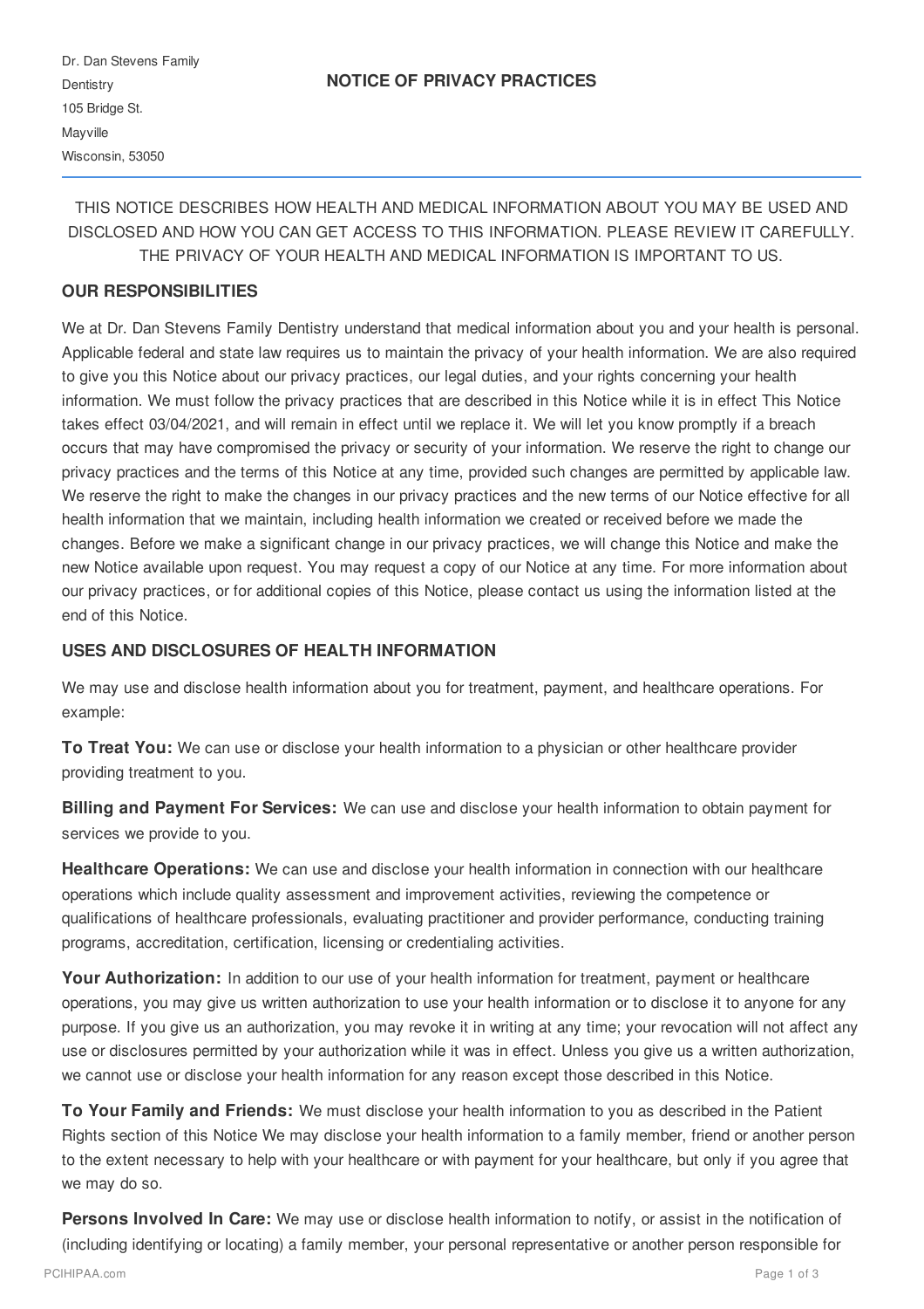Dr. Dan Stevens Family Dentistry
105 Bridge St.
Mayville
Wisconsin, 53050

# NOTICE OF PRIVACY PRACTICES

THIS NOTICE DESCRIBES HOW HEALTH AND MEDICAL INFORMATION ABOUT YOU MAY BE USED AND DISCLOSED AND HOW YOU CAN GET ACCESS TO THIS INFORMATION. PLEASE REVIEW IT CAREFULLY. THE PRIVACY OF YOUR HEALTH AND MEDICAL INFORMATION IS IMPORTANT TO US.

## OUR RESPONSIBILITIES

We at Dr. Dan Stevens Family Dentistry understand that medical information about you and your health is personal. Applicable federal and state law requires us to maintain the privacy of your health information. We are also required to give you this Notice about our privacy practices, our legal duties, and your rights concerning your health information. We must follow the privacy practices that are described in this Notice while it is in effect This Notice takes effect 03/04/2021, and will remain in effect until we replace it. We will let you know promptly if a breach occurs that may have compromised the privacy or security of your information. We reserve the right to change our privacy practices and the terms of this Notice at any time, provided such changes are permitted by applicable law. We reserve the right to make the changes in our privacy practices and the new terms of our Notice effective for all health information that we maintain, including health information we created or received before we made the changes. Before we make a significant change in our privacy practices, we will change this Notice and make the new Notice available upon request. You may request a copy of our Notice at any time. For more information about our privacy practices, or for additional copies of this Notice, please contact us using the information listed at the end of this Notice.

## USES AND DISCLOSURES OF HEALTH INFORMATION

We may use and disclose health information about you for treatment, payment, and healthcare operations. For example:

**To Treat You:** We can use or disclose your health information to a physician or other healthcare provider providing treatment to you.

**Billing and Payment For Services:** We can use and disclose your health information to obtain payment for services we provide to you.

**Healthcare Operations:** We can use and disclose your health information in connection with our healthcare operations which include quality assessment and improvement activities, reviewing the competence or qualifications of healthcare professionals, evaluating practitioner and provider performance, conducting training programs, accreditation, certification, licensing or credentialing activities.

**Your Authorization:** In addition to our use of your health information for treatment, payment or healthcare operations, you may give us written authorization to use your health information or to disclose it to anyone for any purpose. If you give us an authorization, you may revoke it in writing at any time; your revocation will not affect any use or disclosures permitted by your authorization while it was in effect. Unless you give us a written authorization, we cannot use or disclose your health information for any reason except those described in this Notice.

**To Your Family and Friends:** We must disclose your health information to you as described in the Patient Rights section of this Notice We may disclose your health information to a family member, friend or another person to the extent necessary to help with your healthcare or with payment for your healthcare, but only if you agree that we may do so.

**Persons Involved In Care:** We may use or disclose health information to notify, or assist in the notification of (including identifying or locating) a family member, your personal representative or another person responsible for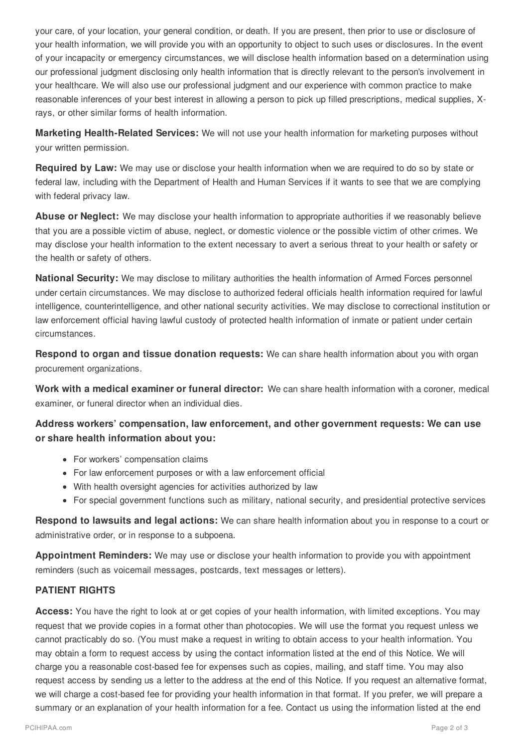your care, of your location, your general condition, or death. If you are present, then prior to use or disclosure of your health information, we will provide you with an opportunity to object to such uses or disclosures. In the event of your incapacity or emergency circumstances, we will disclose health information based on a determination using our professional judgment disclosing only health information that is directly relevant to the person's involvement in your healthcare. We will also use our professional judgment and our experience with common practice to make reasonable inferences of your best interest in allowing a person to pick up filled prescriptions, medical supplies, X-rays, or other similar forms of health information.

**Marketing Health-Related Services:** We will not use your health information for marketing purposes without your written permission.

**Required by Law:** We may use or disclose your health information when we are required to do so by state or federal law, including with the Department of Health and Human Services if it wants to see that we are complying with federal privacy law.

**Abuse or Neglect:** We may disclose your health information to appropriate authorities if we reasonably believe that you are a possible victim of abuse, neglect, or domestic violence or the possible victim of other crimes. We may disclose your health information to the extent necessary to avert a serious threat to your health or safety or the health or safety of others.

**National Security:** We may disclose to military authorities the health information of Armed Forces personnel under certain circumstances. We may disclose to authorized federal officials health information required for lawful intelligence, counterintelligence, and other national security activities. We may disclose to correctional institution or law enforcement official having lawful custody of protected health information of inmate or patient under certain circumstances.

**Respond to organ and tissue donation requests:** We can share health information about you with organ procurement organizations.

**Work with a medical examiner or funeral director:** We can share health information with a coroner, medical examiner, or funeral director when an individual dies.

**Address workers' compensation, law enforcement, and other government requests: We can use or share health information about you:**

- For workers' compensation claims
- For law enforcement purposes or with a law enforcement official
- With health oversight agencies for activities authorized by law
- For special government functions such as military, national security, and presidential protective services

**Respond to lawsuits and legal actions:** We can share health information about you in response to a court or administrative order, or in response to a subpoena.

**Appointment Reminders:** We may use or disclose your health information to provide you with appointment reminders (such as voicemail messages, postcards, text messages or letters).

**PATIENT RIGHTS**

**Access:** You have the right to look at or get copies of your health information, with limited exceptions. You may request that we provide copies in a format other than photocopies. We will use the format you request unless we cannot practicably do so. (You must make a request in writing to obtain access to your health information. You may obtain a form to request access by using the contact information listed at the end of this Notice. We will charge you a reasonable cost-based fee for expenses such as copies, mailing, and staff time. You may also request access by sending us a letter to the address at the end of this Notice. If you request an alternative format, we will charge a cost-based fee for providing your health information in that format. If you prefer, we will prepare a summary or an explanation of your health information for a fee. Contact us using the information listed at the end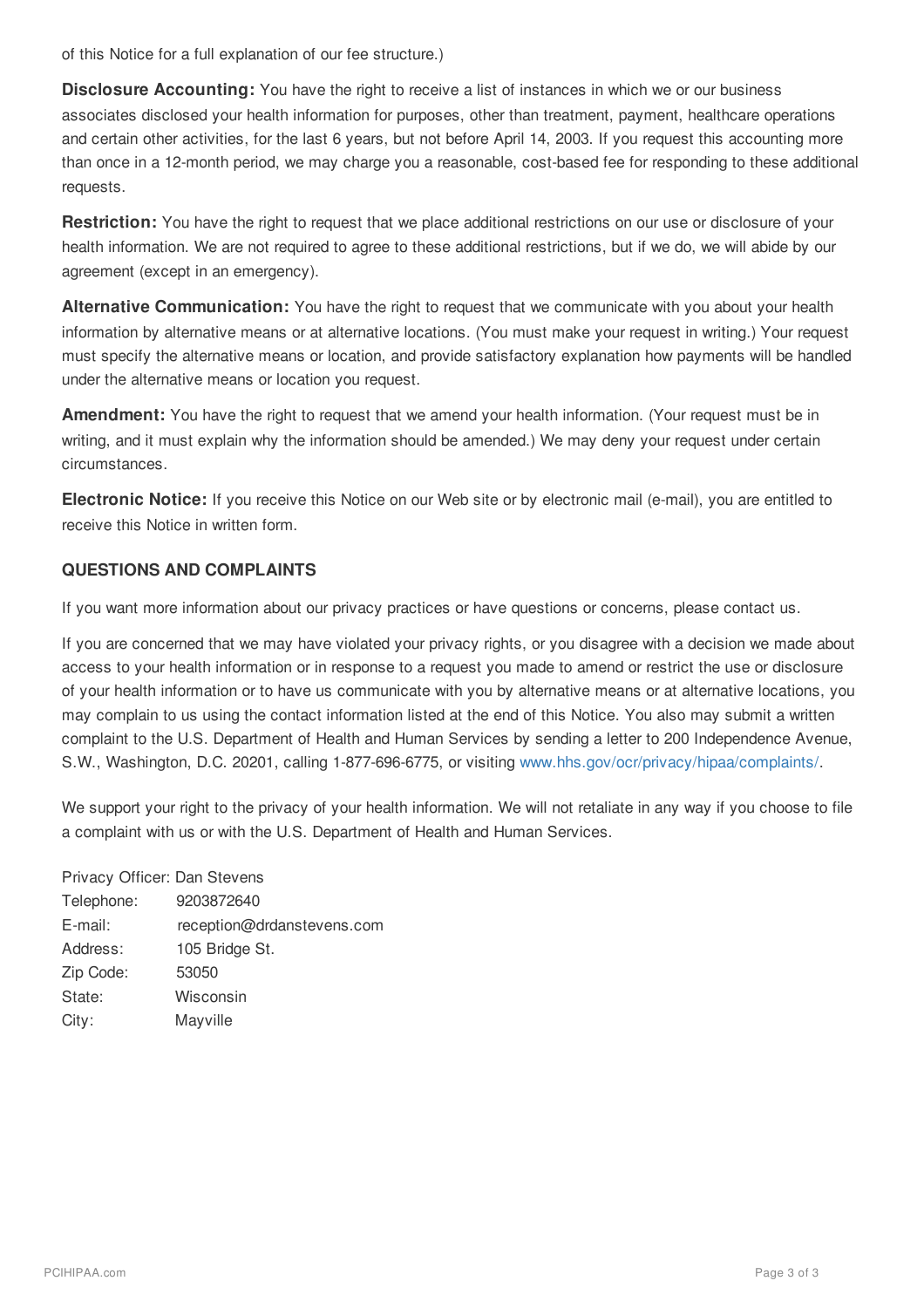of this Notice for a full explanation of our fee structure.)

**Disclosure Accounting:** You have the right to receive a list of instances in which we or our business associates disclosed your health information for purposes, other than treatment, payment, healthcare operations and certain other activities, for the last 6 years, but not before April 14, 2003. If you request this accounting more than once in a 12-month period, we may charge you a reasonable, cost-based fee for responding to these additional requests.

**Restriction:** You have the right to request that we place additional restrictions on our use or disclosure of your health information. We are not required to agree to these additional restrictions, but if we do, we will abide by our agreement (except in an emergency).

**Alternative Communication:** You have the right to request that we communicate with you about your health information by alternative means or at alternative locations. (You must make your request in writing.) Your request must specify the alternative means or location, and provide satisfactory explanation how payments will be handled under the alternative means or location you request.

**Amendment:** You have the right to request that we amend your health information. (Your request must be in writing, and it must explain why the information should be amended.) We may deny your request under certain circumstances.

**Electronic Notice:** If you receive this Notice on our Web site or by electronic mail (e-mail), you are entitled to receive this Notice in written form.

### QUESTIONS AND COMPLAINTS

If you want more information about our privacy practices or have questions or concerns, please contact us.

If you are concerned that we may have violated your privacy rights, or you disagree with a decision we made about access to your health information or in response to a request you made to amend or restrict the use or disclosure of your health information or to have us communicate with you by alternative means or at alternative locations, you may complain to us using the contact information listed at the end of this Notice. You also may submit a written complaint to the U.S. Department of Health and Human Services by sending a letter to 200 Independence Avenue, S.W., Washington, D.C. 20201, calling 1-877-696-6775, or visiting www.hhs.gov/ocr/privacy/hipaa/complaints/.

We support your right to the privacy of your health information. We will not retaliate in any way if you choose to file a complaint with us or with the U.S. Department of Health and Human Services.

Privacy Officer: Dan Stevens
Telephone: 9203872640
E-mail: reception@drdanstevens.com
Address: 105 Bridge St.
Zip Code: 53050
State: Wisconsin
City: Mayville